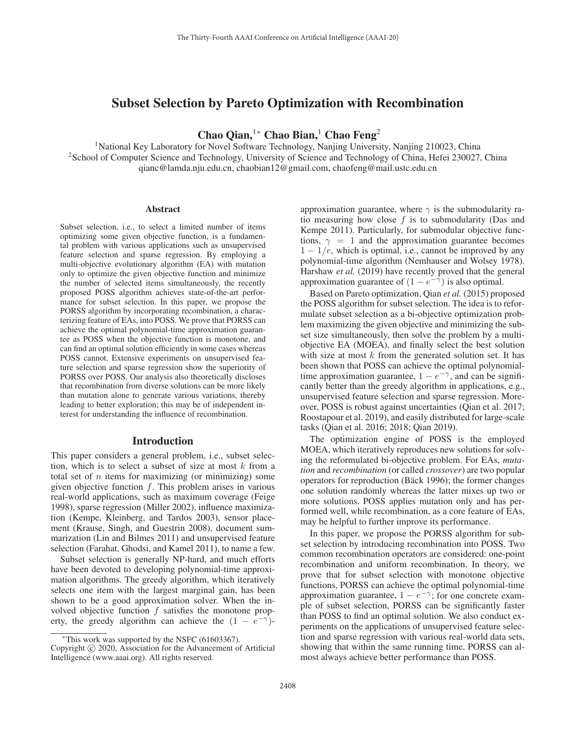# Subset Selection by Pareto Optimization with Recombination

**Chao Qian,[1]* Chao Bian,[1] Chao Feng[2]**

[1]National Key Laboratory for Novel Software Technology, Nanjing University, Nanjing 210023, China
[2]School of Computer Science and Technology, University of Science and Technology of China, Hefei 230027, China
qianc@lamda.nju.edu.cn, chaobian12@gmail.com, chaofeng@mail.ustc.edu.cn

## Abstract

Subset selection, i.e., to select a limited number of items optimizing some given objective function, is a fundamental problem with various applications such as unsupervised feature selection and sparse regression. By employing a multi-objective evolutionary algorithm (EA) with mutation only to optimize the given objective function and minimize the number of selected items simultaneously, the recently proposed POSS algorithm achieves state-of-the-art performance for subset selection. In this paper, we propose the PORSS algorithm by incorporating recombination, a characterizing feature of EAs, into POSS. We prove that PORSS can achieve the optimal polynomial-time approximation guarantee as POSS when the objective function is monotone, and can find an optimal solution efficiently in some cases whereas POSS cannot. Extensive experiments on unsupervised feature selection and sparse regression show the superiority of PORSS over POSS. Our analysis also theoretically discloses that recombination from diverse solutions can be more likely than mutation alone to generate various variations, thereby leading to better exploration; this may be of independent interest for understanding the influence of recombination.

## Introduction

This paper considers a general problem, i.e., subset selection, which is to select a subset of size at most $k$ from a total set of $n$ items for maximizing (or minimizing) some given objective function $f$. This problem arises in various real-world applications, such as maximum coverage (Feige 1998), sparse regression (Miller 2002), influence maximization (Kempe, Kleinberg, and Tardos 2003), sensor placement (Krause, Singh, and Guestrin 2008), document summarization (Lin and Bilmes 2011) and unsupervised feature selection (Farahat, Ghodsi, and Kamel 2011), to name a few.

Subset selection is generally NP-hard, and much efforts have been devoted to developing polynomial-time approximation algorithms. The greedy algorithm, which iteratively selects one item with the largest marginal gain, has been shown to be a good approximation solver. When the involved objective function $f$ satisfies the monotone property, the greedy algorithm can achieve the $(1-e^{-\gamma})$-approximation guarantee, where $\gamma$ is the submodularity ratio measuring how close $f$ is to submodularity (Das and Kempe 2011). Particularly, for submodular objective functions, $\gamma = 1$ and the approximation guarantee becomes $1-1/e$, which is optimal, i.e., cannot be improved by any polynomial-time algorithm (Nemhauser and Wolsey 1978). Harshaw *et al.* (2019) have recently proved that the general approximation guarantee of $(1-e^{-\gamma})$ is also optimal.

Based on Pareto optimization, Qian *et al.* (2015) proposed the POSS algorithm for subset selection. The idea is to reformulate subset selection as a bi-objective optimization problem maximizing the given objective and minimizing the subset size simultaneously, then solve the problem by a multi-objective EA (MOEA), and finally select the best solution with size at most $k$ from the generated solution set. It has been shown that POSS can achieve the optimal polynomial-time approximation guarantee, $1-e^{-\gamma}$, and can be significantly better than the greedy algorithm in applications, e.g., unsupervised feature selection and sparse regression. Moreover, POSS is robust against uncertainties (Qian et al. 2017; Roostapour et al. 2019), and easily distributed for large-scale tasks (Qian et al. 2016; 2018; Qian 2019).

The optimization engine of POSS is the employed MOEA, which iteratively reproduces new solutions for solving the reformulated bi-objective problem. For EAs, *mutation* and *recombination* (or called *crossover*) are two popular operators for reproduction (Bäck 1996); the former changes one solution randomly whereas the latter mixes up two or more solutions. POSS applies mutation only and has performed well, while recombination, as a core feature of EAs, may be helpful to further improve its performance.

In this paper, we propose the PORSS algorithm for subset selection by introducing recombination into POSS. Two common recombination operators are considered: one-point recombination and uniform recombination. In theory, we prove that for subset selection with monotone objective functions, PORSS can achieve the optimal polynomial-time approximation guarantee, $1-e^{-\gamma}$; for one concrete example of subset selection, PORSS can be significantly faster than POSS to find an optimal solution. We also conduct experiments on the applications of unsupervised feature selection and sparse regression with various real-world data sets, showing that within the same running time, PORSS can almost always achieve better performance than POSS.

*This work was supported by the NSFC (61603367).
Copyright © 2020, Association for the Advancement of Artificial Intelligence (www.aaai.org). All rights reserved.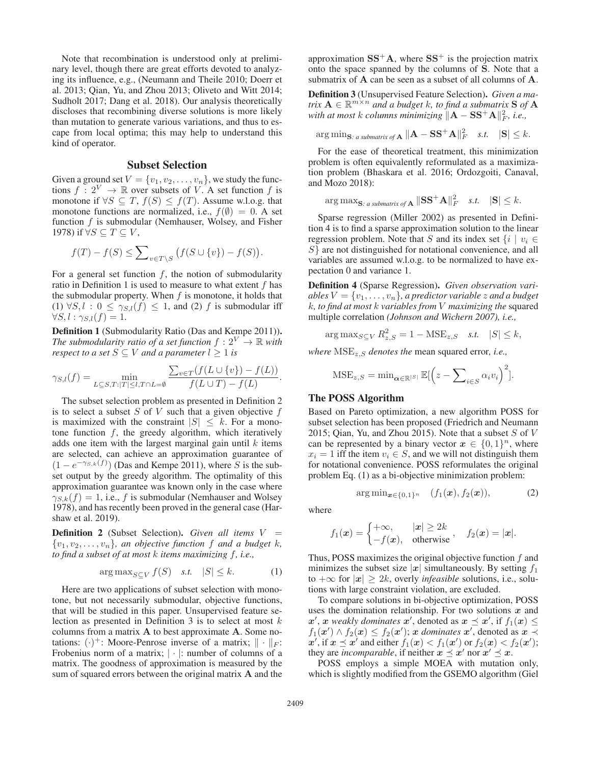Note that recombination is understood only at preliminary level, though there are great efforts devoted to analyzing its influence, e.g., (Neumann and Theile 2010; Doerr et al. 2013; Qian, Yu, and Zhou 2013; Oliveto and Witt 2014; Sudholt 2017; Dang et al. 2018). Our analysis theoretically discloses that recombining diverse solutions is more likely than mutation to generate various variations, and thus to escape from local optima; this may help to understand this kind of operator.

## Subset Selection

Given a ground set $V = \{v_1, v_2, \ldots, v_n\}$, we study the functions $f : 2^V \to \mathbb{R}$ over subsets of $V$. A set function $f$ is monotone if $\forall S \subseteq T$, $f(S) \leq f(T)$. Assume w.l.o.g. that monotone functions are normalized, i.e., $f(\emptyset) = 0$. A set function $f$ is submodular (Nemhauser, Wolsey, and Fisher 1978) if $\forall S \subseteq T \subseteq V$,

$$f(T) - f(S) \leq \sum\nolimits_{v \in T \setminus S} \big(f(S \cup \{v\}) - f(S)\big).$$

For a general set function $f$, the notion of submodularity ratio in Definition 1 is used to measure to what extent $f$ has the submodular property. When $f$ is monotone, it holds that (1) $\forall S, l : 0 \leq \gamma_{S,l}(f) \leq 1$, and (2) $f$ is submodular iff $\forall S, l : \gamma_{S,l}(f) = 1$.

**Definition 1** (Submodularity Ratio (Das and Kempe 2011)). *The submodularity ratio of a set function $f : 2^V \to \mathbb{R}$ with respect to a set $S \subseteq V$ and a parameter $l \geq 1$ is*

$$\gamma_{S,l}(f) = \min_{L \subseteq S, T : |T| \leq l, T \cap L = \emptyset} \frac{\sum_{v \in T}(f(L \cup \{v\}) - f(L))}{f(L \cup T) - f(L)}.$$

The subset selection problem as presented in Definition 2 is to select a subset $S$ of $V$ such that a given objective $f$ is maximized with the constraint $|S| \leq k$. For a monotone function $f$, the greedy algorithm, which iteratively adds one item with the largest marginal gain until $k$ items are selected, can achieve an approximation guarantee of $(1 - e^{-\gamma_{S,k}(f)})$ (Das and Kempe 2011), where $S$ is the subset output by the greedy algorithm. The optimality of this approximation guarantee was known only in the case where $\gamma_{S,k}(f) = 1$, i.e., $f$ is submodular (Nemhauser and Wolsey 1978), and has recently been proved in the general case (Harshaw et al. 2019).

**Definition 2** (Subset Selection). *Given all items $V = \{v_1, v_2, \ldots, v_n\}$, an objective function $f$ and a budget $k$, to find a subset of at most $k$ items maximizing $f$, i.e.,*

$$\arg\max\nolimits_{S \subseteq V} f(S) \quad s.t. \quad |S| \leq k. \tag{1}$$

Here are two applications of subset selection with monotone, but not necessarily submodular, objective functions, that will be studied in this paper. Unsupervised feature selection as presented in Definition 3 is to select at most $k$ columns from a matrix $\mathbf{A}$ to best approximate $\mathbf{A}$. Some notations: $(\cdot)^+$: Moore-Penrose inverse of a matrix; $\|\cdot\|_F$: Frobenius norm of a matrix; $|\cdot|$: number of columns of a matrix. The goodness of approximation is measured by the sum of squared errors between the original matrix $\mathbf{A}$ and the approximation $\mathbf{S}\mathbf{S}^+\mathbf{A}$, where $\mathbf{S}\mathbf{S}^+$ is the projection matrix onto the space spanned by the columns of $\mathbf{S}$. Note that a submatrix of $\mathbf{A}$ can be seen as a subset of all columns of $\mathbf{A}$.

**Definition 3** (Unsupervised Feature Selection). *Given a matrix $\mathbf{A} \in \mathbb{R}^{m \times n}$ and a budget $k$, to find a submatrix $\mathbf{S}$ of $\mathbf{A}$ with at most $k$ columns minimizing $\|\mathbf{A} - \mathbf{S}\mathbf{S}^+\mathbf{A}\|_F^2$, i.e.,*

$$\arg\min\nolimits_{\mathbf{S}: \text{ a submatrix of } \mathbf{A}} \|\mathbf{A} - \mathbf{S}\mathbf{S}^+\mathbf{A}\|_F^2 \quad s.t. \quad |\mathbf{S}| \leq k.$$

For the ease of theoretical treatment, this minimization problem is often equivalently reformulated as a maximization problem (Bhaskara et al. 2016; Ordozgoiti, Canaval, and Mozo 2018):

$$\arg\max\nolimits_{\mathbf{S}: \text{ a submatrix of } \mathbf{A}} \|\mathbf{S}\mathbf{S}^+\mathbf{A}\|_F^2 \quad s.t. \quad |\mathbf{S}| \leq k.$$

Sparse regression (Miller 2002) as presented in Definition 4 is to find a sparse approximation solution to the linear regression problem. Note that $S$ and its index set $\{i \mid v_i \in S\}$ are not distinguished for notational convenience, and all variables are assumed w.l.o.g. to be normalized to have expectation 0 and variance 1.

**Definition 4** (Sparse Regression). *Given observation variables $V = \{v_1, \ldots, v_n\}$, a predictor variable $z$ and a budget $k$, to find at most $k$ variables from $V$ maximizing the* squared multiple correlation *(Johnson and Wichern 2007), i.e.,*

$$\arg\max\nolimits_{S \subseteq V} R^2_{z,S} = 1 - \mathrm{MSE}_{z,S} \quad s.t. \quad |S| \leq k,$$

*where $\mathrm{MSE}_{z,S}$ denotes the* mean squared error*, i.e.,*

$$\mathrm{MSE}_{z,S} = \min\nolimits_{\boldsymbol{\alpha} \in \mathbb{R}^{|S|}} \mathbb{E}\Big[\Big(z - \sum\nolimits_{i \in S} \alpha_i v_i\Big)^2\Big].$$

### The POSS Algorithm

Based on Pareto optimization, a new algorithm POSS for subset selection has been proposed (Friedrich and Neumann 2015; Qian, Yu, and Zhou 2015). Note that a subset $S$ of $V$ can be represented by a binary vector $\boldsymbol{x} \in \{0,1\}^n$, where $x_i = 1$ iff the item $v_i \in S$, and we will not distinguish them for notational convenience. POSS reformulates the original problem Eq. (1) as a bi-objective minimization problem:

$$\arg\min\nolimits_{\boldsymbol{x} \in \{0,1\}^n} \quad (f_1(\boldsymbol{x}), f_2(\boldsymbol{x})), \tag{2}$$

where

$$f_1(\boldsymbol{x}) = \begin{cases} +\infty, & |\boldsymbol{x}| \geq 2k \\ -f(\boldsymbol{x}), & \text{otherwise} \end{cases}, \quad f_2(\boldsymbol{x}) = |\boldsymbol{x}|.$$

Thus, POSS maximizes the original objective function $f$ and minimizes the subset size $|\boldsymbol{x}|$ simultaneously. By setting $f_1$ to $+\infty$ for $|\boldsymbol{x}| \geq 2k$, overly *infeasible* solutions, i.e., solutions with large constraint violation, are excluded.

To compare solutions in bi-objective optimization, POSS uses the domination relationship. For two solutions $\boldsymbol{x}$ and $\boldsymbol{x}'$, $\boldsymbol{x}$ *weakly dominates* $\boldsymbol{x}'$, denoted as $\boldsymbol{x} \preceq \boldsymbol{x}'$, if $f_1(\boldsymbol{x}) \leq f_1(\boldsymbol{x}') \wedge f_2(\boldsymbol{x}) \leq f_2(\boldsymbol{x}')$; $\boldsymbol{x}$ *dominates* $\boldsymbol{x}'$, denoted as $\boldsymbol{x} \prec \boldsymbol{x}'$, if $\boldsymbol{x} \preceq \boldsymbol{x}'$ and either $f_1(\boldsymbol{x}) < f_1(\boldsymbol{x}')$ or $f_2(\boldsymbol{x}) < f_2(\boldsymbol{x}')$; they are *incomparable*, if neither $\boldsymbol{x} \preceq \boldsymbol{x}'$ nor $\boldsymbol{x}' \preceq \boldsymbol{x}$.

POSS employs a simple MOEA with mutation only, which is slightly modified from the GSEMO algorithm (Giel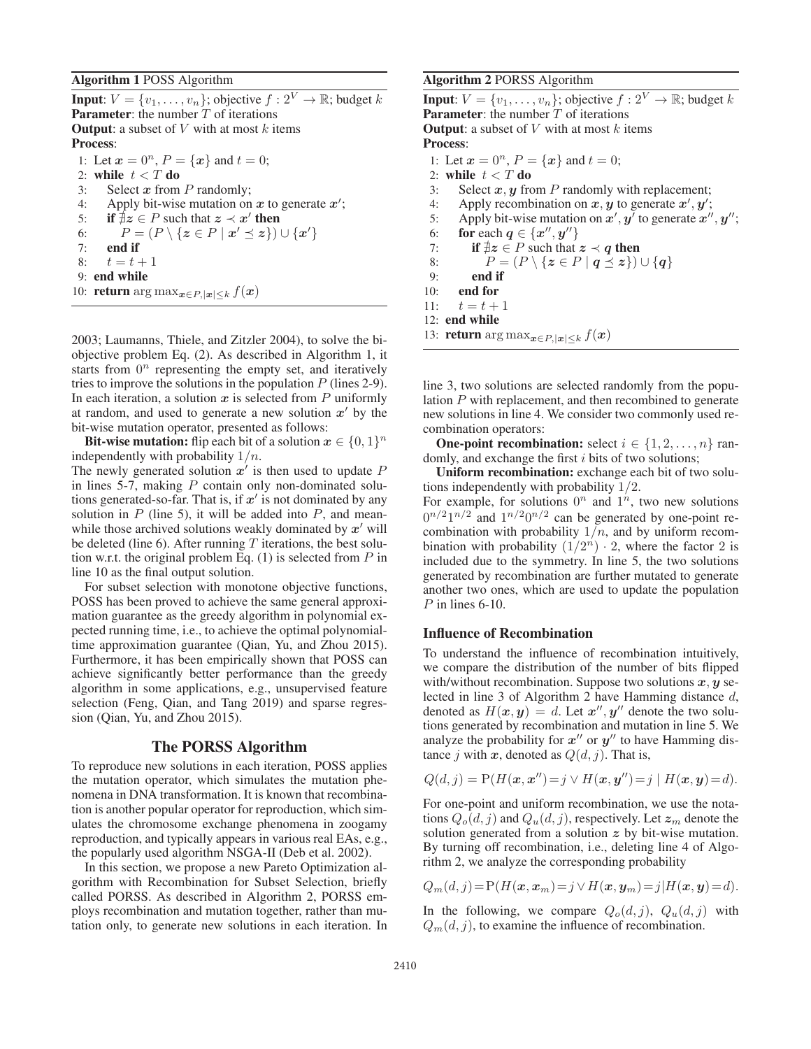**Algorithm 1** POSS Algorithm

**Input**: $V = \{v_1, \ldots, v_n\}$; objective $f : 2^V \to \mathbb{R}$; budget $k$
**Parameter**: the number $T$ of iterations
**Output**: a subset of $V$ with at most $k$ items
**Process**:

```
1: Let x = 0^n, P = {x} and t = 0;
2: while t < T do
3:    Select x from P randomly;
4:    Apply bit-wise mutation on x to generate x';
5:    if ∄z ∈ P such that z ≺ x' then
6:       P = (P \ {z ∈ P | x' ⪯ z}) ∪ {x'}
7:    end if
8:    t = t + 1
9: end while
10: return arg max_{x∈P,|x|≤k} f(x)
```

2003; Laumanns, Thiele, and Zitzler 2004), to solve the bi-objective problem Eq. (2). As described in Algorithm 1, it starts from $0^n$ representing the empty set, and iteratively tries to improve the solutions in the population $P$ (lines 2-9). In each iteration, a solution $\boldsymbol{x}$ is selected from $P$ uniformly at random, and used to generate a new solution $\boldsymbol{x}'$ by the bit-wise mutation operator, presented as follows:

**Bit-wise mutation:** flip each bit of a solution $\boldsymbol{x} \in \{0,1\}^n$ independently with probability $1/n$.

The newly generated solution $\boldsymbol{x}'$ is then used to update $P$ in lines 5-7, making $P$ contain only non-dominated solutions generated-so-far. That is, if $\boldsymbol{x}'$ is not dominated by any solution in $P$ (line 5), it will be added into $P$, and meanwhile those archived solutions weakly dominated by $\boldsymbol{x}'$ will be deleted (line 6). After running $T$ iterations, the best solution w.r.t. the original problem Eq. (1) is selected from $P$ in line 10 as the final output solution.

For subset selection with monotone objective functions, POSS has been proved to achieve the same general approximation guarantee as the greedy algorithm in polynomial expected running time, i.e., to achieve the optimal polynomial-time approximation guarantee (Qian, Yu, and Zhou 2015). Furthermore, it has been empirically shown that POSS can achieve significantly better performance than the greedy algorithm in some applications, e.g., unsupervised feature selection (Feng, Qian, and Tang 2019) and sparse regression (Qian, Yu, and Zhou 2015).

## The PORSS Algorithm

To reproduce new solutions in each iteration, POSS applies the mutation operator, which simulates the mutation phenomena in DNA transformation. It is known that recombination is another popular operator for reproduction, which simulates the chromosome exchange phenomena in zoogamy reproduction, and typically appears in various real EAs, e.g., the popularly used algorithm NSGA-II (Deb et al. 2002).

In this section, we propose a new Pareto Optimization algorithm with Recombination for Subset Selection, briefly called PORSS. As described in Algorithm 2, PORSS employs recombination and mutation together, rather than mutation only, to generate new solutions in each iteration. In

**Algorithm 2** PORSS Algorithm

**Input**: $V = \{v_1, \ldots, v_n\}$; objective $f : 2^V \to \mathbb{R}$; budget $k$
**Parameter**: the number $T$ of iterations
**Output**: a subset of $V$ with at most $k$ items
**Process**:

```
1: Let x = 0^n, P = {x} and t = 0;
2: while t < T do
3:    Select x, y from P randomly with replacement;
4:    Apply recombination on x, y to generate x', y';
5:    Apply bit-wise mutation on x', y' to generate x'', y'';
6:    for each q ∈ {x'', y''}
7:       if ∄z ∈ P such that z ≺ q then
8:          P = (P \ {z ∈ P | q ⪯ z}) ∪ {q}
9:       end if
10:   end for
11:   t = t + 1
12: end while
13: return arg max_{x∈P,|x|≤k} f(x)
```

line 3, two solutions are selected randomly from the population $P$ with replacement, and then recombined to generate new solutions in line 4. We consider two commonly used recombination operators:

**One-point recombination:** select $i \in \{1, 2, \ldots, n\}$ randomly, and exchange the first $i$ bits of two solutions;

**Uniform recombination:** exchange each bit of two solutions independently with probability $1/2$.

For example, for solutions $0^n$ and $1^n$, two new solutions $0^{n/2}1^{n/2}$ and $1^{n/2}0^{n/2}$ can be generated by one-point recombination with probability $1/n$, and by uniform recombination with probability $(1/2^n) \cdot 2$, where the factor 2 is included due to the symmetry. In line 5, the two solutions generated by recombination are further mutated to generate another two ones, which are used to update the population $P$ in lines 6-10.

### Influence of Recombination

To understand the influence of recombination intuitively, we compare the distribution of the number of bits flipped with/without recombination. Suppose two solutions $\boldsymbol{x}, \boldsymbol{y}$ selected in line 3 of Algorithm 2 have Hamming distance $d$, denoted as $H(\boldsymbol{x}, \boldsymbol{y}) = d$. Let $\boldsymbol{x}'', \boldsymbol{y}''$ denote the two solutions generated by recombination and mutation in line 5. We analyze the probability for $\boldsymbol{x}''$ or $\boldsymbol{y}''$ to have Hamming distance $j$ with $\boldsymbol{x}$, denoted as $Q(d, j)$. That is,

$$Q(d, j) = \mathrm{P}(H(\boldsymbol{x}, \boldsymbol{x}'') = j \vee H(\boldsymbol{x}, \boldsymbol{y}'') = j \mid H(\boldsymbol{x}, \boldsymbol{y}) = d).$$

For one-point and uniform recombination, we use the notations $Q_o(d, j)$ and $Q_u(d, j)$, respectively. Let $\boldsymbol{z}_m$ denote the solution generated from a solution $\boldsymbol{z}$ by bit-wise mutation. By turning off recombination, i.e., deleting line 4 of Algorithm 2, we analyze the corresponding probability

$$Q_m(d, j) = \mathrm{P}(H(\boldsymbol{x}, \boldsymbol{x}_m) = j \vee H(\boldsymbol{x}, \boldsymbol{y}_m) = j \mid H(\boldsymbol{x}, \boldsymbol{y}) = d).$$

In the following, we compare $Q_o(d, j)$, $Q_u(d, j)$ with $Q_m(d, j)$, to examine the influence of recombination.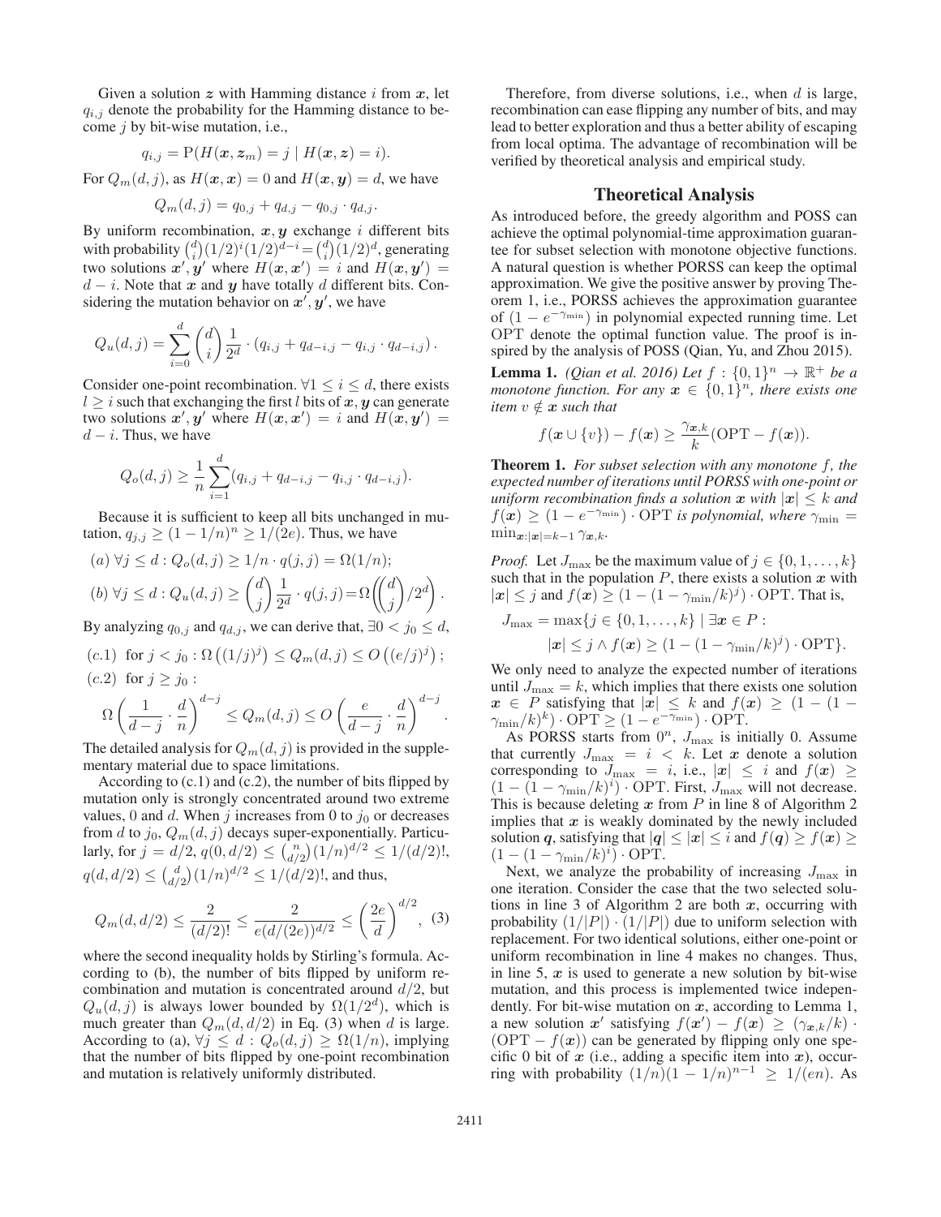Given a solution $\boldsymbol{z}$ with Hamming distance $i$ from $\boldsymbol{x}$, let $q_{i,j}$ denote the probability for the Hamming distance to become $j$ by bit-wise mutation, i.e.,

$$q_{i,j} = \mathrm{P}(H(\boldsymbol{x}, \boldsymbol{z}_m) = j \mid H(\boldsymbol{x}, \boldsymbol{z}) = i).$$

For $Q_m(d, j)$, as $H(\boldsymbol{x}, \boldsymbol{x}) = 0$ and $H(\boldsymbol{x}, \boldsymbol{y}) = d$, we have

$$Q_m(d, j) = q_{0,j} + q_{d,j} - q_{0,j} \cdot q_{d,j}.$$

By uniform recombination, $\boldsymbol{x}, \boldsymbol{y}$ exchange $i$ different bits with probability $\binom{d}{i}(1/2)^i(1/2)^{d-i} = \binom{d}{i}(1/2)^d$, generating two solutions $\boldsymbol{x}', \boldsymbol{y}'$ where $H(\boldsymbol{x}, \boldsymbol{x}') = i$ and $H(\boldsymbol{x}, \boldsymbol{y}') = d - i$. Note that $\boldsymbol{x}$ and $\boldsymbol{y}$ have totally $d$ different bits. Considering the mutation behavior on $\boldsymbol{x}', \boldsymbol{y}'$, we have

$$Q_u(d, j) = \sum_{i=0}^{d} \binom{d}{i} \frac{1}{2^d} \cdot (q_{i,j} + q_{d-i,j} - q_{i,j} \cdot q_{d-i,j}).$$

Consider one-point recombination. $\forall 1 \le i \le d$, there exists $l \ge i$ such that exchanging the first $l$ bits of $\boldsymbol{x}, \boldsymbol{y}$ can generate two solutions $\boldsymbol{x}', \boldsymbol{y}'$ where $H(\boldsymbol{x}, \boldsymbol{x}') = i$ and $H(\boldsymbol{x}, \boldsymbol{y}') = d - i$. Thus, we have

$$Q_o(d, j) \ge \frac{1}{n} \sum_{i=1}^{d} (q_{i,j} + q_{d-i,j} - q_{i,j} \cdot q_{d-i,j}).$$

Because it is sufficient to keep all bits unchanged in mutation, $q_{j,j} \ge (1 - 1/n)^n \ge 1/(2e)$. Thus, we have

$$(a)\ \forall j \le d : Q_o(d, j) \ge 1/n \cdot q(j, j) = \Omega(1/n);$$

$$(b)\ \forall j \le d : Q_u(d, j) \ge \binom{d}{j} \frac{1}{2^d} \cdot q(j, j) = \Omega\left(\binom{d}{j}/2^d\right).$$

By analyzing $q_{0,j}$ and $q_{d,j}$, we can derive that, $\exists 0 < j_0 \le d$,

$$(c.1)\ \text{ for } j < j_0 : \Omega\left((1/j)^j\right) \le Q_m(d, j) \le O\left((e/j)^j\right);$$

$$(c.2)\ \text{ for } j \ge j_0 :$$

$$\Omega\left(\frac{1}{d-j} \cdot \frac{d}{n}\right)^{d-j} \le Q_m(d, j) \le O\left(\frac{e}{d-j} \cdot \frac{d}{n}\right)^{d-j}.$$

The detailed analysis for $Q_m(d, j)$ is provided in the supplementary material due to space limitations.

According to (c.1) and (c.2), the number of bits flipped by mutation only is strongly concentrated around two extreme values, 0 and $d$. When $j$ increases from 0 to $j_0$ or decreases from $d$ to $j_0$, $Q_m(d, j)$ decays super-exponentially. Particularly, for $j = d/2$, $q(0, d/2) \le \binom{n}{d/2}(1/n)^{d/2} \le 1/(d/2)!$, $q(d, d/2) \le \binom{d}{d/2}(1/n)^{d/2} \le 1/(d/2)!$, and thus,

$$Q_m(d, d/2) \le \frac{2}{(d/2)!} \le \frac{2}{e(d/(2e))^{d/2}} \le \left(\frac{2e}{d}\right)^{d/2}, \quad (3)$$

where the second inequality holds by Stirling's formula. According to (b), the number of bits flipped by uniform recombination and mutation is concentrated around $d/2$, but $Q_u(d, j)$ is always lower bounded by $\Omega(1/2^d)$, which is much greater than $Q_m(d, d/2)$ in Eq. (3) when $d$ is large. According to (a), $\forall j \le d : Q_o(d, j) \ge \Omega(1/n)$, implying that the number of bits flipped by one-point recombination and mutation is relatively uniformly distributed.

Therefore, from diverse solutions, i.e., when $d$ is large, recombination can ease flipping any number of bits, and may lead to better exploration and thus a better ability of escaping from local optima. The advantage of recombination will be verified by theoretical analysis and empirical study.

## Theoretical Analysis

As introduced before, the greedy algorithm and POSS can achieve the optimal polynomial-time approximation guarantee for subset selection with monotone objective functions. A natural question is whether PORSS can keep the optimal approximation. We give the positive answer by proving Theorem 1, i.e., PORSS achieves the approximation guarantee of $(1 - e^{-\gamma_{\min}})$ in polynomial expected running time. Let OPT denote the optimal function value. The proof is inspired by the analysis of POSS (Qian, Yu, and Zhou 2015).

**Lemma 1.** *(Qian et al. 2016) Let $f : \{0,1\}^n \to \mathbb{R}^+$ be a monotone function. For any $\boldsymbol{x} \in \{0,1\}^n$, there exists one item $v \notin \boldsymbol{x}$ such that*

$$f(\boldsymbol{x} \cup \{v\}) - f(\boldsymbol{x}) \ge \frac{\gamma_{\boldsymbol{x},k}}{k}(\mathrm{OPT} - f(\boldsymbol{x})).$$

**Theorem 1.** *For subset selection with any monotone $f$, the expected number of iterations until PORSS with one-point or uniform recombination finds a solution $\boldsymbol{x}$ with $|\boldsymbol{x}| \le k$ and $f(\boldsymbol{x}) \ge (1 - e^{-\gamma_{\min}}) \cdot \mathrm{OPT}$ is polynomial, where $\gamma_{\min} = \min_{\boldsymbol{x}:|\boldsymbol{x}|=k-1} \gamma_{\boldsymbol{x},k}$.*

*Proof.* Let $J_{\max}$ be the maximum value of $j \in \{0, 1, \ldots, k\}$ such that in the population $P$, there exists a solution $\boldsymbol{x}$ with $|\boldsymbol{x}| \le j$ and $f(\boldsymbol{x}) \ge (1 - (1 - \gamma_{\min}/k)^j) \cdot \mathrm{OPT}$. That is,

$$J_{\max} = \max\{j \in \{0, 1, \ldots, k\} \mid \exists \boldsymbol{x} \in P :$$
$$|\boldsymbol{x}| \le j \wedge f(\boldsymbol{x}) \ge (1 - (1 - \gamma_{\min}/k)^j) \cdot \mathrm{OPT}\}.$$

We only need to analyze the expected number of iterations until $J_{\max} = k$, which implies that there exists one solution $\boldsymbol{x} \in P$ satisfying that $|\boldsymbol{x}| \le k$ and $f(\boldsymbol{x}) \ge (1 - (1 - \gamma_{\min}/k)^k) \cdot \mathrm{OPT} \ge (1 - e^{-\gamma_{\min}}) \cdot \mathrm{OPT}$.

As PORSS starts from $0^n$, $J_{\max}$ is initially 0. Assume that currently $J_{\max} = i < k$. Let $\boldsymbol{x}$ denote a solution corresponding to $J_{\max} = i$, i.e., $|\boldsymbol{x}| \le i$ and $f(\boldsymbol{x}) \ge (1 - (1 - \gamma_{\min}/k)^i) \cdot \mathrm{OPT}$. First, $J_{\max}$ will not decrease. This is because deleting $\boldsymbol{x}$ from $P$ in line 8 of Algorithm 2 implies that $\boldsymbol{x}$ is weakly dominated by the newly included solution $\boldsymbol{q}$, satisfying that $|\boldsymbol{q}| \le |\boldsymbol{x}| \le i$ and $f(\boldsymbol{q}) \ge f(\boldsymbol{x}) \ge (1 - (1 - \gamma_{\min}/k)^i) \cdot \mathrm{OPT}$.

Next, we analyze the probability of increasing $J_{\max}$ in one iteration. Consider the case that the two selected solutions in line 3 of Algorithm 2 are both $\boldsymbol{x}$, occurring with probability $(1/|P|) \cdot (1/|P|)$ due to uniform selection with replacement. For two identical solutions, either one-point or uniform recombination in line 4 makes no changes. Thus, in line 5, $\boldsymbol{x}$ is used to generate a new solution by bit-wise mutation, and this process is implemented twice independently. For bit-wise mutation on $\boldsymbol{x}$, according to Lemma 1, a new solution $\boldsymbol{x}'$ satisfying $f(\boldsymbol{x}') - f(\boldsymbol{x}) \ge (\gamma_{\boldsymbol{x},k}/k) \cdot (\mathrm{OPT} - f(\boldsymbol{x}))$ can be generated by flipping only one specific 0 bit of $\boldsymbol{x}$ (i.e., adding a specific item into $\boldsymbol{x}$), occurring with probability $(1/n)(1 - 1/n)^{n-1} \ge 1/(en)$. As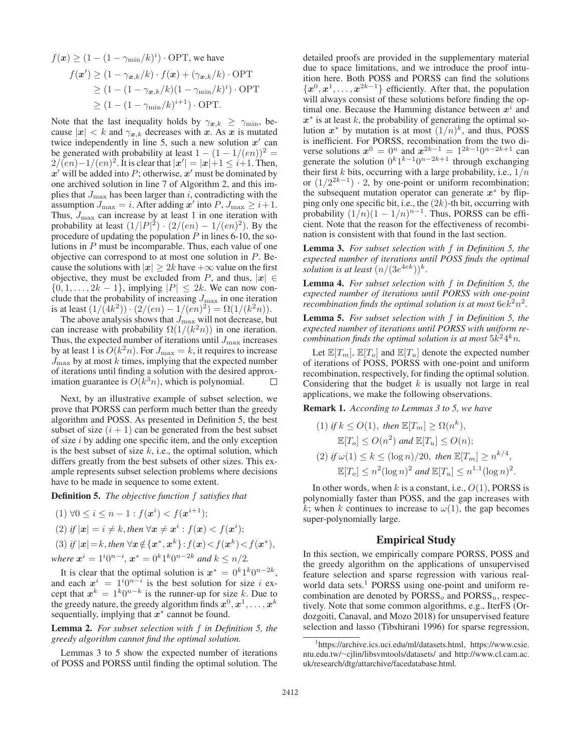$f(\boldsymbol{x}) \geq (1-(1-\gamma_{\min}/k)^i) \cdot \mathrm{OPT}$, we have

$$
\begin{aligned}
f(\boldsymbol{x}') &\geq (1-\gamma_{\boldsymbol{x},k}/k) \cdot f(\boldsymbol{x}) + (\gamma_{\boldsymbol{x},k}/k) \cdot \mathrm{OPT} \\
&\geq (1-(1-\gamma_{\boldsymbol{x},k}/k)(1-\gamma_{\min}/k)^i) \cdot \mathrm{OPT} \\
&\geq (1-(1-\gamma_{\min}/k)^{i+1}) \cdot \mathrm{OPT}.
\end{aligned}
$$

Note that the last inequality holds by $\gamma_{\boldsymbol{x},k} \geq \gamma_{\min}$, because $|\boldsymbol{x}| < k$ and $\gamma_{\boldsymbol{x},k}$ decreases with $\boldsymbol{x}$. As $\boldsymbol{x}$ is mutated twice independently in line 5, such a new solution $\boldsymbol{x}'$ can be generated with probability at least $1-(1-1/(en))^2 = 2/(en) - 1/(en)^2$. It is clear that $|\boldsymbol{x}'| = |\boldsymbol{x}|+1 \leq i+1$. Then, $\boldsymbol{x}'$ will be added into $P$; otherwise, $\boldsymbol{x}'$ must be dominated by one archived solution in line 7 of Algorithm 2, and this implies that $J_{\max}$ has been larger than $i$, contradicting with the assumption $J_{\max} = i$. After adding $\boldsymbol{x}'$ into $P$, $J_{\max} \geq i+1$. Thus, $J_{\max}$ can increase by at least 1 in one iteration with probability at least $(1/|P|^2) \cdot (2/(en) - 1/(en)^2)$. By the procedure of updating the population $P$ in lines 6-10, the solutions in $P$ must be incomparable. Thus, each value of one objective can correspond to at most one solution in $P$. Because the solutions with $|\boldsymbol{x}| \geq 2k$ have $+\infty$ value on the first objective, they must be excluded from $P$, and thus, $|\boldsymbol{x}| \in \{0, 1, \ldots, 2k-1\}$, implying $|P| \leq 2k$. We can now conclude that the probability of increasing $J_{\max}$ in one iteration is at least $(1/(4k^2)) \cdot (2/(en) - 1/(en)^2) = \Omega(1/(k^2 n))$.

The above analysis shows that $J_{\max}$ will not decrease, but can increase with probability $\Omega(1/(k^2 n))$ in one iteration. Thus, the expected number of iterations until $J_{\max}$ increases by at least 1 is $O(k^2 n)$. For $J_{\max} = k$, it requires to increase $J_{\max}$ by at most $k$ times, implying that the expected number of iterations until finding a solution with the desired approximation guarantee is $O(k^3 n)$, which is polynomial. □

Next, by an illustrative example of subset selection, we prove that PORSS can perform much better than the greedy algorithm and POSS. As presented in Definition 5, the best subset of size $(i+1)$ can be generated from the best subset of size $i$ by adding one specific item, and the only exception is the best subset of size $k$, i.e., the optimal solution, which differs greatly from the best subsets of other sizes. This example represents subset selection problems where decisions have to be made in sequence to some extent.

**Definition 5.** *The objective function $f$ satisfies that*

(1) $\forall 0 \leq i \leq n-1 : f(\boldsymbol{x}^i) < f(\boldsymbol{x}^{i+1})$;

(2) *if* $|\boldsymbol{x}| = i \neq k$, *then* $\forall \boldsymbol{x} \neq \boldsymbol{x}^i : f(\boldsymbol{x}) < f(\boldsymbol{x}^i)$;

(3) *if* $|\boldsymbol{x}| = k$, *then* $\forall \boldsymbol{x} \notin \{\boldsymbol{x}^*, \boldsymbol{x}^k\} : f(\boldsymbol{x}) < f(\boldsymbol{x}^k) < f(\boldsymbol{x}^*)$,

*where* $\boldsymbol{x}^i = 1^i 0^{n-i}$, $\boldsymbol{x}^* = 0^k 1^k 0^{n-2k}$ *and* $k \leq n/2$.

It is clear that the optimal solution is $\boldsymbol{x}^* = 0^k 1^k 0^{n-2k}$, and each $\boldsymbol{x}^i = 1^i 0^{n-i}$ is the best solution for size $i$ except that $\boldsymbol{x}^k = 1^k 0^{n-k}$ is the runner-up for size $k$. Due to the greedy nature, the greedy algorithm finds $\boldsymbol{x}^0, \boldsymbol{x}^1, \ldots, \boldsymbol{x}^k$ sequentially, implying that $\boldsymbol{x}^*$ cannot be found.

**Lemma 2.** *For subset selection with $f$ in Definition 5, the greedy algorithm cannot find the optimal solution.*

Lemmas 3 to 5 show the expected number of iterations of POSS and PORSS until finding the optimal solution. The detailed proofs are provided in the supplementary material due to space limitations, and we introduce the proof intuition here. Both POSS and PORSS can find the solutions $\{\boldsymbol{x}^0, \boldsymbol{x}^1, \ldots, \boldsymbol{x}^{2k-1}\}$ efficiently. After that, the population will always consist of these solutions before finding the optimal one. Because the Hamming distance between $\boldsymbol{x}^i$ and $\boldsymbol{x}^*$ is at least $k$, the probability of generating the optimal solution $\boldsymbol{x}^*$ by mutation is at most $(1/n)^k$, and thus, POSS is inefficient. For PORSS, recombination from the two diverse solutions $\boldsymbol{x}^0 = 0^n$ and $\boldsymbol{x}^{2k-1} = 1^{2k-1}0^{n-2k+1}$ can generate the solution $0^k 1^{k-1} 0^{n-2k+1}$ through exchanging their first $k$ bits, occurring with a large probability, i.e., $1/n$ or $(1/2^{2k-1}) \cdot 2$, by one-point or uniform recombination; the subsequent mutation operator can generate $\boldsymbol{x}^*$ by flipping only one specific bit, i.e., the $(2k)$-th bit, occurring with probability $(1/n)(1-1/n)^{n-1}$. Thus, PORSS can be efficient. Note that the reason for the effectiveness of recombination is consistent with that found in the last section.

**Lemma 3.** *For subset selection with $f$ in Definition 5, the expected number of iterations until POSS finds the optimal solution is at least $(n/(3e^{4ek}))^k$.*

**Lemma 4.** *For subset selection with $f$ in Definition 5, the expected number of iterations until PORSS with one-point recombination finds the optimal solution is at most $6ek^2n^2$.*

**Lemma 5.** *For subset selection with $f$ in Definition 5, the expected number of iterations until PORSS with uniform recombination finds the optimal solution is at most $5k^2 4^k n$.*

Let $\mathbb{E}[T_m]$, $\mathbb{E}[T_o]$ and $\mathbb{E}[T_u]$ denote the expected number of iterations of POSS, PORSS with one-point and uniform recombination, respectively, for finding the optimal solution. Considering that the budget $k$ is usually not large in real applications, we make the following observations.

**Remark 1.** *According to Lemmas 3 to 5, we have*

(1) *if* $k \leq O(1)$, *then* $\mathbb{E}[T_m] \geq \Omega(n^k)$, $\mathbb{E}[T_o] \leq O(n^2)$ *and* $\mathbb{E}[T_u] \leq O(n)$;

(2) *if* $\omega(1) \leq k \leq (\log n)/20$, *then* $\mathbb{E}[T_m] \geq n^{k/4}$, $\mathbb{E}[T_o] \leq n^2(\log n)^2$ *and* $\mathbb{E}[T_u] \leq n^{1.1}(\log n)^2$.

In other words, when $k$ is a constant, i.e., $O(1)$, PORSS is polynomially faster than POSS, and the gap increases with $k$; when $k$ continues to increase to $\omega(1)$, the gap becomes super-polynomially large.

## Empirical Study

In this section, we empirically compare PORSS, POSS and the greedy algorithm on the applications of unsupervised feature selection and sparse regression with various real-world data sets.[1] PORSS using one-point and uniform recombination are denoted by PORSS$_o$ and PORSS$_u$, respectively. Note that some common algorithms, e.g., IterFS (Ordozgoiti, Canaval, and Mozo 2018) for unsupervised feature selection and lasso (Tibshirani 1996) for sparse regression,

[1] https://archive.ics.uci.edu/ml/datasets.html, https://www.csie.ntu.edu.tw/~cjlin/libsvmtools/datasets/ and http://www.cl.cam.ac.uk/research/dtg/attarchive/facedatabase.html.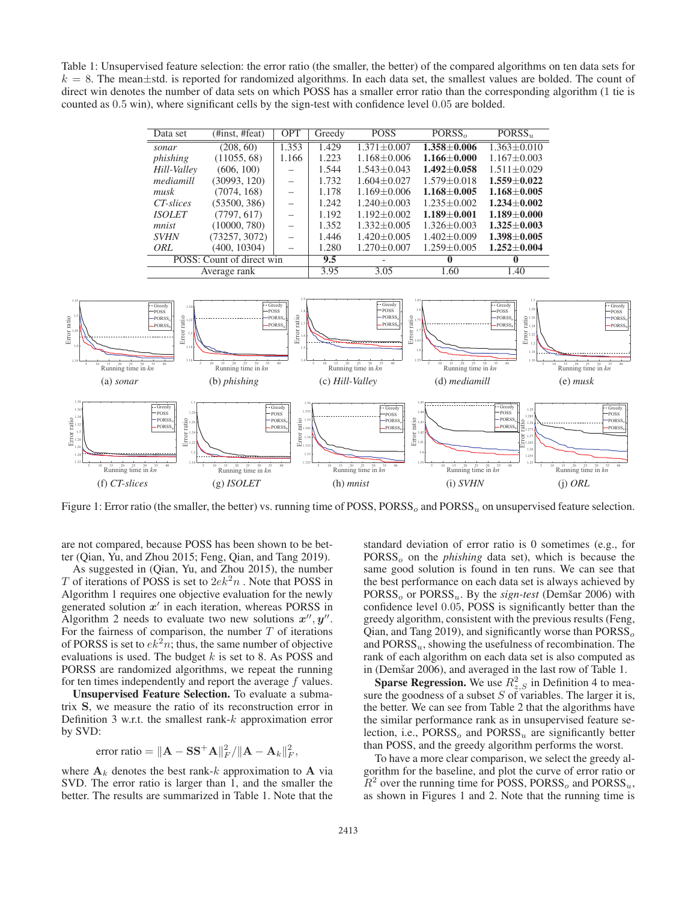Table 1: Unsupervised feature selection: the error ratio (the smaller, the better) of the compared algorithms on ten data sets for $k = 8$. The mean±std. is reported for randomized algorithms. In each data set, the smallest values are bolded. The count of direct win denotes the number of data sets on which POSS has a smaller error ratio than the corresponding algorithm (1 tie is counted as 0.5 win), where significant cells by the sign-test with confidence level 0.05 are bolded.

| Data set | (#inst, #feat) | OPT | Greedy | POSS | $\text{PORSS}_o$ | $\text{PORSS}_u$ |
|---|---|---|---|---|---|---|
| *sonar* | (208, 60) | 1.353 | 1.429 | 1.371±0.007 | **1.358±0.006** | 1.363±0.010 |
| *phishing* | (11055, 68) | 1.166 | 1.223 | 1.168±0.006 | **1.166±0.000** | 1.167±0.003 |
| *Hill-Valley* | (606, 100) | – | 1.544 | 1.543±0.043 | **1.492±0.058** | 1.511±0.029 |
| *mediamill* | (30993, 120) | – | 1.732 | 1.604±0.027 | 1.579±0.018 | **1.559±0.022** |
| *musk* | (7074, 168) | – | 1.178 | 1.169±0.006 | **1.168±0.005** | **1.168±0.005** |
| *CT-slices* | (53500, 386) | – | 1.242 | 1.240±0.003 | 1.235±0.002 | **1.234±0.002** |
| *ISOLET* | (7797, 617) | – | 1.192 | 1.192±0.002 | **1.189±0.001** | **1.189±0.000** |
| *mnist* | (10000, 780) | – | 1.352 | 1.332±0.005 | 1.326±0.003 | **1.325±0.003** |
| *SVHN* | (73257, 3072) | – | 1.446 | 1.420±0.005 | 1.402±0.009 | **1.398±0.005** |
| *ORL* | (400, 10304) | – | 1.280 | 1.270±0.007 | 1.259±0.005 | **1.252±0.004** |
| POSS: Count of direct win | | | **9.5** | - | **0** | **0** |
| Average rank | | | 3.95 | 3.05 | 1.60 | 1.40 |

(a) *sonar* (b) *phishing* (c) *Hill-Valley* (d) *mediamill* (e) *musk*

(f) *CT-slices* (g) *ISOLET* (h) *mnist* (i) *SVHN* (j) *ORL*

Figure 1: Error ratio (the smaller, the better) vs. running time of POSS, $\text{PORSS}_o$ and $\text{PORSS}_u$ on unsupervised feature selection.

are not compared, because POSS has been shown to be better (Qian, Yu, and Zhou 2015; Feng, Qian, and Tang 2019).

As suggested in (Qian, Yu, and Zhou 2015), the number $T$ of iterations of POSS is set to $2ek^2n$. Note that POSS in Algorithm 1 requires one objective evaluation for the newly generated solution $\boldsymbol{x}'$ in each iteration, whereas PORSS in Algorithm 2 needs to evaluate two new solutions $\boldsymbol{x}'', \boldsymbol{y}''$. For the fairness of comparison, the number $T$ of iterations of PORSS is set to $ek^2n$; thus, the same number of objective evaluations is used. The budget $k$ is set to 8. As POSS and PORSS are randomized algorithms, we repeat the running for ten times independently and report the average $f$ values.

**Unsupervised Feature Selection.** To evaluate a submatrix $\mathbf{S}$, we measure the ratio of its reconstruction error in Definition 3 w.r.t. the smallest rank-$k$ approximation error by SVD:

$$\text{error ratio} = \|\mathbf{A} - \mathbf{S}\mathbf{S}^{+}\mathbf{A}\|_F^2 / \|\mathbf{A} - \mathbf{A}_k\|_F^2,$$

where $\mathbf{A}_k$ denotes the best rank-$k$ approximation to $\mathbf{A}$ via SVD. The error ratio is larger than 1, and the smaller the better. The results are summarized in Table 1. Note that the standard deviation of error ratio is 0 sometimes (e.g., for $\text{PORSS}_o$ on the *phishing* data set), which is because the same good solution is found in ten runs. We can see that the best performance on each data set is always achieved by $\text{PORSS}_o$ or $\text{PORSS}_u$. By the *sign-test* (Demšar 2006) with confidence level 0.05, POSS is significantly better than the greedy algorithm, consistent with the previous results (Feng, Qian, and Tang 2019), and significantly worse than $\text{PORSS}_o$ and $\text{PORSS}_u$, showing the usefulness of recombination. The rank of each algorithm on each data set is also computed as in (Demšar 2006), and averaged in the last row of Table 1.

**Sparse Regression.** We use $R^2_{z,S}$ in Definition 4 to measure the goodness of a subset $S$ of variables. The larger it is, the better. We can see from Table 2 that the algorithms have the similar performance rank as in unsupervised feature selection, i.e., $\text{PORSS}_o$ and $\text{PORSS}_u$ are significantly better than POSS, and the greedy algorithm performs the worst.

To have a more clear comparison, we select the greedy algorithm for the baseline, and plot the curve of error ratio or $R^2$ over the running time for POSS, $\text{PORSS}_o$ and $\text{PORSS}_u$, as shown in Figures 1 and 2. Note that the running time is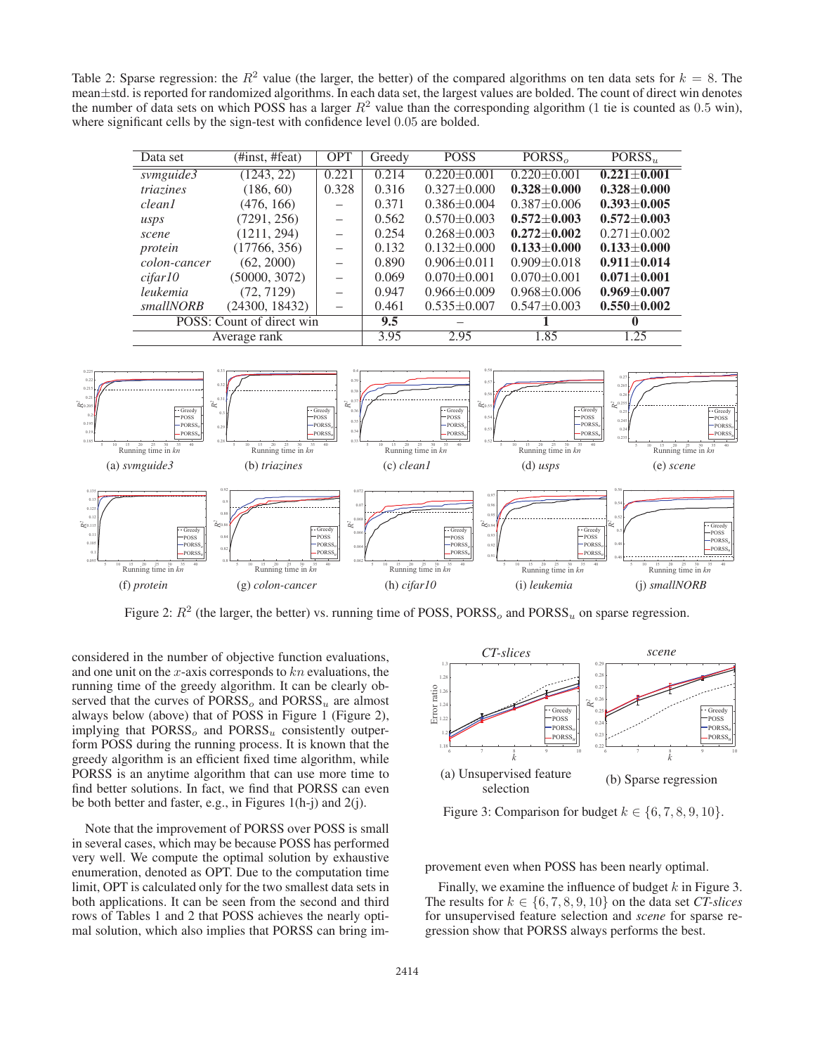Table 2: Sparse regression: the $R^2$ value (the larger, the better) of the compared algorithms on ten data sets for $k = 8$. The mean±std. is reported for randomized algorithms. In each data set, the largest values are bolded. The count of direct win denotes the number of data sets on which POSS has a larger $R^2$ value than the corresponding algorithm (1 tie is counted as 0.5 win), where significant cells by the sign-test with confidence level 0.05 are bolded.

| Data set | (#inst, #feat) | OPT | Greedy | POSS | PORSS$_o$ | PORSS$_u$ |
|---|---|---|---|---|---|---|
| *svmguide3* | (1243, 22) | 0.221 | 0.214 | 0.220±0.001 | 0.220±0.001 | **0.221±0.001** |
| *triazines* | (186, 60) | 0.328 | 0.316 | 0.327±0.000 | **0.328±0.000** | **0.328±0.000** |
| *clean1* | (476, 166) | – | 0.371 | 0.386±0.004 | 0.387±0.006 | **0.393±0.005** |
| *usps* | (7291, 256) | – | 0.562 | 0.570±0.003 | **0.572±0.003** | **0.572±0.003** |
| *scene* | (1211, 294) | – | 0.254 | 0.268±0.003 | **0.272±0.002** | 0.271±0.002 |
| *protein* | (17766, 356) | – | 0.132 | 0.132±0.000 | **0.133±0.000** | **0.133±0.000** |
| *colon-cancer* | (62, 2000) | – | 0.890 | 0.906±0.011 | 0.909±0.018 | **0.911±0.014** |
| *cifar10* | (50000, 3072) | – | 0.069 | 0.070±0.001 | 0.070±0.001 | **0.071±0.001** |
| *leukemia* | (72, 7129) | – | 0.947 | 0.966±0.009 | 0.968±0.006 | **0.969±0.007** |
| *smallNORB* | (24300, 18432) | – | 0.461 | 0.535±0.007 | 0.547±0.003 | **0.550±0.002** |
| POSS: Count of direct win | | | **9.5** | – | **1** | **0** |
| Average rank | | | 3.95 | 2.95 | 1.85 | 1.25 |

Figure 2: $R^2$ (the larger, the better) vs. running time of POSS, PORSS$_o$ and PORSS$_u$ on sparse regression. (a) *svmguide3* (b) *triazines* (c) *clean1* (d) *usps* (e) *scene* (f) *protein* (g) *colon-cancer* (h) *cifar10* (i) *leukemia* (j) *smallNORB*

considered in the number of objective function evaluations, and one unit on the $x$-axis corresponds to $kn$ evaluations, the running time of the greedy algorithm. It can be clearly observed that the curves of PORSS$_o$ and PORSS$_u$ are almost always below (above) that of POSS in Figure 1 (Figure 2), implying that PORSS$_o$ and PORSS$_u$ consistently outperform POSS during the running process. It is known that the greedy algorithm is an efficient fixed time algorithm, while PORSS is an anytime algorithm that can use more time to find better solutions. In fact, we find that PORSS can even be both better and faster, e.g., in Figures 1(h-j) and 2(j).

Note that the improvement of PORSS over POSS is small in several cases, which may be because POSS has performed very well. We compute the optimal solution by exhaustive enumeration, denoted as OPT. Due to the computation time limit, OPT is calculated only for the two smallest data sets in both applications. It can be seen from the second and third rows of Tables 1 and 2 that POSS achieves the nearly optimal solution, which also implies that PORSS can bring improvement even when POSS has been nearly optimal.

Figure 3: Comparison for budget $k \in \{6, 7, 8, 9, 10\}$. (a) Unsupervised feature selection (*CT-slices*) (b) Sparse regression (*scene*)

Finally, we examine the influence of budget $k$ in Figure 3. The results for $k \in \{6, 7, 8, 9, 10\}$ on the data set *CT-slices* for unsupervised feature selection and *scene* for sparse regression show that PORSS always performs the best.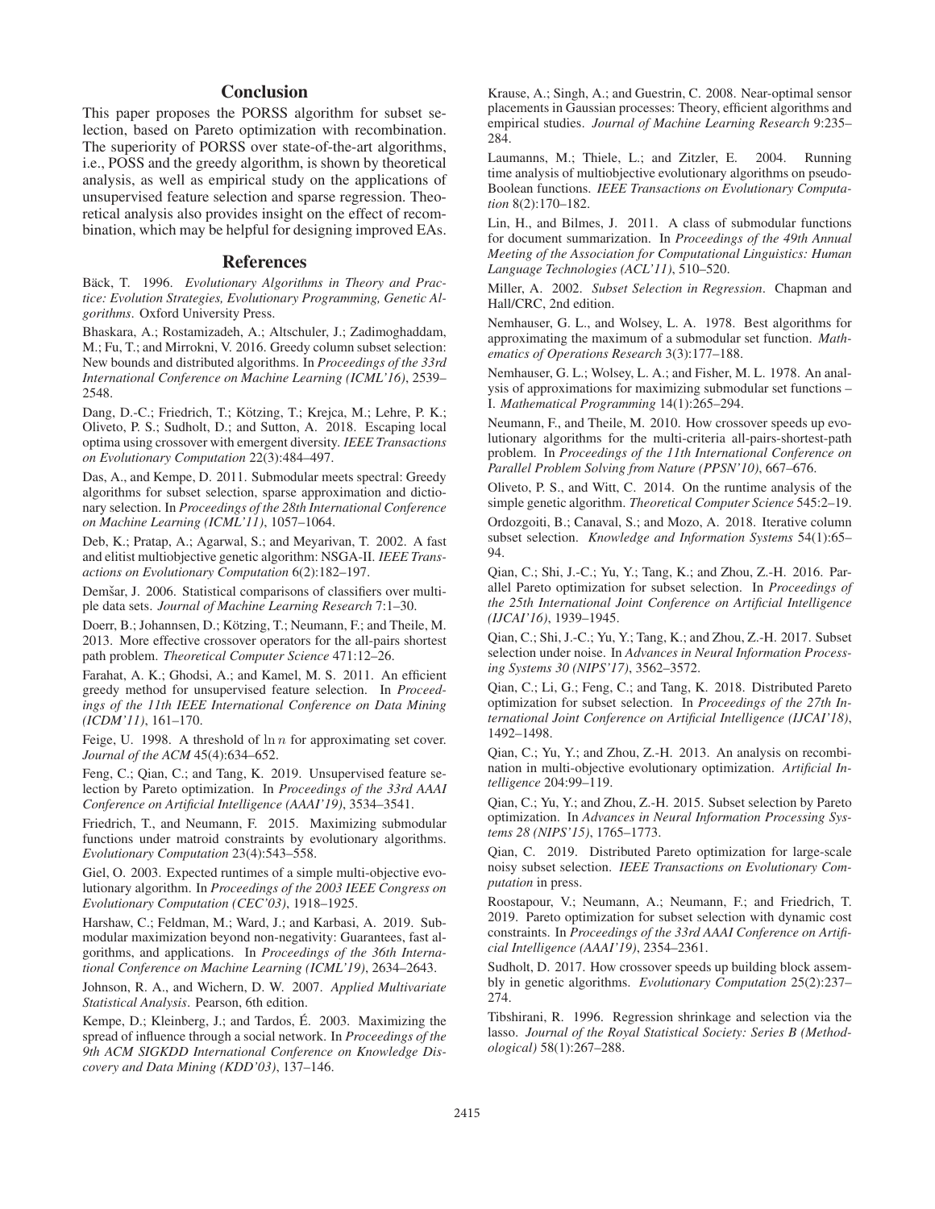## Conclusion

This paper proposes the PORSS algorithm for subset selection, based on Pareto optimization with recombination. The superiority of PORSS over state-of-the-art algorithms, i.e., POSS and the greedy algorithm, is shown by theoretical analysis, as well as empirical study on the applications of unsupervised feature selection and sparse regression. Theoretical analysis also provides insight on the effect of recombination, which may be helpful for designing improved EAs.

## References

Bäck, T. 1996. *Evolutionary Algorithms in Theory and Practice: Evolution Strategies, Evolutionary Programming, Genetic Algorithms*. Oxford University Press.

Bhaskara, A.; Rostamizadeh, A.; Altschuler, J.; Zadimoghaddam, M.; Fu, T.; and Mirrokni, V. 2016. Greedy column subset selection: New bounds and distributed algorithms. In *Proceedings of the 33rd International Conference on Machine Learning (ICML'16)*, 2539–2548.

Dang, D.-C.; Friedrich, T.; Kötzing, T.; Krejca, M.; Lehre, P. K.; Oliveto, P. S.; Sudholt, D.; and Sutton, A. 2018. Escaping local optima using crossover with emergent diversity. *IEEE Transactions on Evolutionary Computation* 22(3):484–497.

Das, A., and Kempe, D. 2011. Submodular meets spectral: Greedy algorithms for subset selection, sparse approximation and dictionary selection. In *Proceedings of the 28th International Conference on Machine Learning (ICML'11)*, 1057–1064.

Deb, K.; Pratap, A.; Agarwal, S.; and Meyarivan, T. 2002. A fast and elitist multiobjective genetic algorithm: NSGA-II. *IEEE Transactions on Evolutionary Computation* 6(2):182–197.

Demšar, J. 2006. Statistical comparisons of classifiers over multiple data sets. *Journal of Machine Learning Research* 7:1–30.

Doerr, B.; Johannsen, D.; Kötzing, T.; Neumann, F.; and Theile, M. 2013. More effective crossover operators for the all-pairs shortest path problem. *Theoretical Computer Science* 471:12–26.

Farahat, A. K.; Ghodsi, A.; and Kamel, M. S. 2011. An efficient greedy method for unsupervised feature selection. In *Proceedings of the 11th IEEE International Conference on Data Mining (ICDM'11)*, 161–170.

Feige, U. 1998. A threshold of $\ln n$ for approximating set cover. *Journal of the ACM* 45(4):634–652.

Feng, C.; Qian, C.; and Tang, K. 2019. Unsupervised feature selection by Pareto optimization. In *Proceedings of the 33rd AAAI Conference on Artificial Intelligence (AAAI'19)*, 3534–3541.

Friedrich, T., and Neumann, F. 2015. Maximizing submodular functions under matroid constraints by evolutionary algorithms. *Evolutionary Computation* 23(4):543–558.

Giel, O. 2003. Expected runtimes of a simple multi-objective evolutionary algorithm. In *Proceedings of the 2003 IEEE Congress on Evolutionary Computation (CEC'03)*, 1918–1925.

Harshaw, C.; Feldman, M.; Ward, J.; and Karbasi, A. 2019. Submodular maximization beyond non-negativity: Guarantees, fast algorithms, and applications. In *Proceedings of the 36th International Conference on Machine Learning (ICML'19)*, 2634–2643.

Johnson, R. A., and Wichern, D. W. 2007. *Applied Multivariate Statistical Analysis*. Pearson, 6th edition.

Kempe, D.; Kleinberg, J.; and Tardos, É. 2003. Maximizing the spread of influence through a social network. In *Proceedings of the 9th ACM SIGKDD International Conference on Knowledge Discovery and Data Mining (KDD'03)*, 137–146.

Krause, A.; Singh, A.; and Guestrin, C. 2008. Near-optimal sensor placements in Gaussian processes: Theory, efficient algorithms and empirical studies. *Journal of Machine Learning Research* 9:235–284.

Laumanns, M.; Thiele, L.; and Zitzler, E. 2004. Running time analysis of multiobjective evolutionary algorithms on pseudo-Boolean functions. *IEEE Transactions on Evolutionary Computation* 8(2):170–182.

Lin, H., and Bilmes, J. 2011. A class of submodular functions for document summarization. In *Proceedings of the 49th Annual Meeting of the Association for Computational Linguistics: Human Language Technologies (ACL'11)*, 510–520.

Miller, A. 2002. *Subset Selection in Regression*. Chapman and Hall/CRC, 2nd edition.

Nemhauser, G. L., and Wolsey, L. A. 1978. Best algorithms for approximating the maximum of a submodular set function. *Mathematics of Operations Research* 3(3):177–188.

Nemhauser, G. L.; Wolsey, L. A.; and Fisher, M. L. 1978. An analysis of approximations for maximizing submodular set functions – I. *Mathematical Programming* 14(1):265–294.

Neumann, F., and Theile, M. 2010. How crossover speeds up evolutionary algorithms for the multi-criteria all-pairs-shortest-path problem. In *Proceedings of the 11th International Conference on Parallel Problem Solving from Nature (PPSN'10)*, 667–676.

Oliveto, P. S., and Witt, C. 2014. On the runtime analysis of the simple genetic algorithm. *Theoretical Computer Science* 545:2–19.

Ordozgoiti, B.; Canaval, S.; and Mozo, A. 2018. Iterative column subset selection. *Knowledge and Information Systems* 54(1):65–94.

Qian, C.; Shi, J.-C.; Yu, Y.; Tang, K.; and Zhou, Z.-H. 2016. Parallel Pareto optimization for subset selection. In *Proceedings of the 25th International Joint Conference on Artificial Intelligence (IJCAI'16)*, 1939–1945.

Qian, C.; Shi, J.-C.; Yu, Y.; Tang, K.; and Zhou, Z.-H. 2017. Subset selection under noise. In *Advances in Neural Information Processing Systems 30 (NIPS'17)*, 3562–3572.

Qian, C.; Li, G.; Feng, C.; and Tang, K. 2018. Distributed Pareto optimization for subset selection. In *Proceedings of the 27th International Joint Conference on Artificial Intelligence (IJCAI'18)*, 1492–1498.

Qian, C.; Yu, Y.; and Zhou, Z.-H. 2013. An analysis on recombination in multi-objective evolutionary optimization. *Artificial Intelligence* 204:99–119.

Qian, C.; Yu, Y.; and Zhou, Z.-H. 2015. Subset selection by Pareto optimization. In *Advances in Neural Information Processing Systems 28 (NIPS'15)*, 1765–1773.

Qian, C. 2019. Distributed Pareto optimization for large-scale noisy subset selection. *IEEE Transactions on Evolutionary Computation* in press.

Roostapour, V.; Neumann, A.; Neumann, F.; and Friedrich, T. 2019. Pareto optimization for subset selection with dynamic cost constraints. In *Proceedings of the 33rd AAAI Conference on Artificial Intelligence (AAAI'19)*, 2354–2361.

Sudholt, D. 2017. How crossover speeds up building block assembly in genetic algorithms. *Evolutionary Computation* 25(2):237–274.

Tibshirani, R. 1996. Regression shrinkage and selection via the lasso. *Journal of the Royal Statistical Society: Series B (Methodological)* 58(1):267–288.